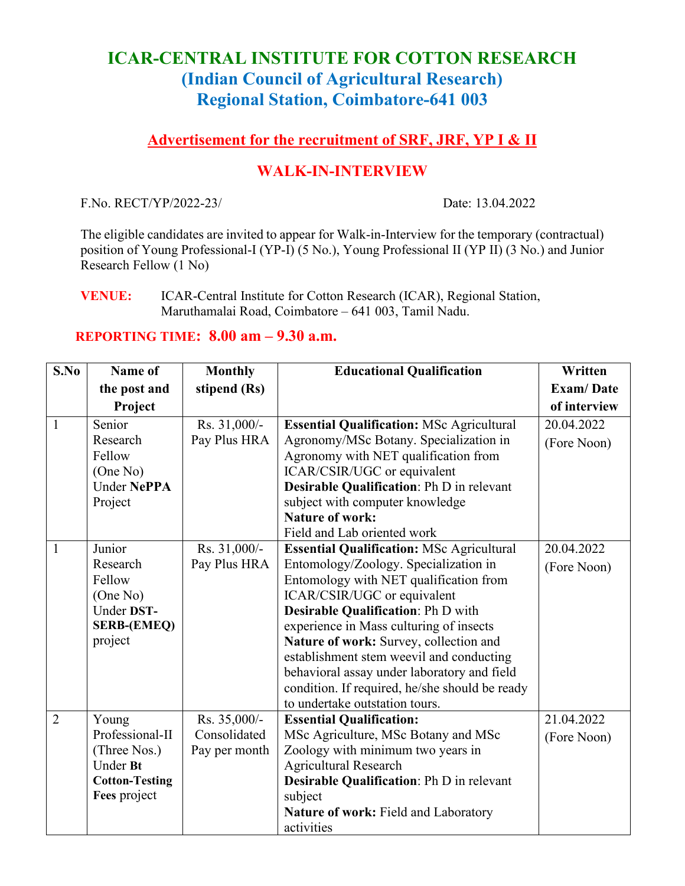# ICAR-CENTRAL INSTITUTE FOR COTTON RESEARCH
## (Indian Council of Agricultural Research)
## Regional Station, Coimbatore-641 003

### Advertisement for the recruitment of SRF, JRF, YP I & II

### WALK-IN-INTERVIEW

F.No. RECT/YP/2022-23/ Date: 13.04.2022

The eligible candidates are invited to appear for Walk-in-Interview for the temporary (contractual) position of Young Professional-I (YP-I) (5 No.), Young Professional II (YP II) (3 No.) and Junior Research Fellow (1 No)

**VENUE:** ICAR-Central Institute for Cotton Research (ICAR), Regional Station, Maruthamalai Road, Coimbatore – 641 003, Tamil Nadu.

**REPORTING TIME: 8.00 am – 9.30 a.m.**

| S.No | Name of the post and Project | Monthly stipend (Rs) | Educational Qualification | Written Exam/ Date of interview |
|---|---|---|---|---|
| 1 | Senior Research Fellow (One No) Under **NePPA** Project | Rs. 31,000/- Pay Plus HRA | **Essential Qualification:** MSc Agricultural Agronomy/MSc Botany. Specialization in Agronomy with NET qualification from ICAR/CSIR/UGC or equivalent **Desirable Qualification**: Ph D in relevant subject with computer knowledge **Nature of work:** Field and Lab oriented work | 20.04.2022 (Fore Noon) |
| 1 | Junior Research Fellow (One No) Under **DST-SERB-(EMEQ)** project | Rs. 31,000/- Pay Plus HRA | **Essential Qualification:** MSc Agricultural Entomology/Zoology. Specialization in Entomology with NET qualification from ICAR/CSIR/UGC or equivalent **Desirable Qualification**: Ph D with experience in Mass culturing of insects **Nature of work:** Survey, collection and establishment stem weevil and conducting behavioral assay under laboratory and field condition. If required, he/she should be ready to undertake outstation tours. | 20.04.2022 (Fore Noon) |
| 2 | Young Professional-II (Three Nos.) Under **Bt Cotton-Testing Fees** project | Rs. 35,000/- Consolidated Pay per month | **Essential Qualification:** MSc Agriculture, MSc Botany and MSc Zoology with minimum two years in Agricultural Research **Desirable Qualification**: Ph D in relevant subject **Nature of work:** Field and Laboratory activities | 21.04.2022 (Fore Noon) |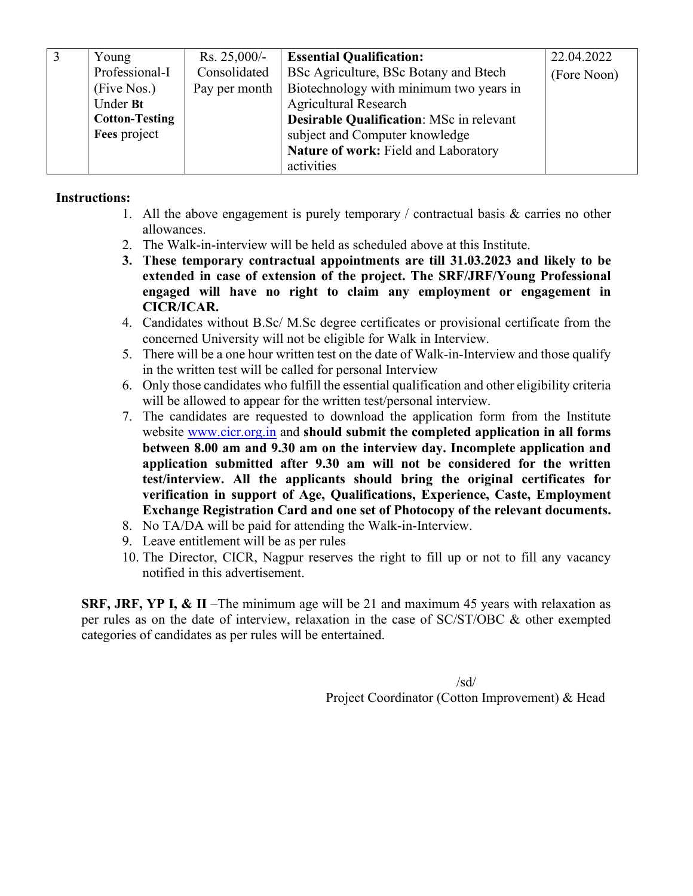| 3 | Young Professional-I (Five Nos.) Under **Bt Cotton-Testing Fees** project | Rs. 25,000/- Consolidated Pay per month | **Essential Qualification:** BSc Agriculture, BSc Botany and Btech Biotechnology with minimum two years in Agricultural Research **Desirable Qualification**: MSc in relevant subject and Computer knowledge **Nature of work:** Field and Laboratory activities | 22.04.2022 (Fore Noon) |
|---|---|---|---|---|

**Instructions:**

1. All the above engagement is purely temporary / contractual basis & carries no other allowances.
2. The Walk-in-interview will be held as scheduled above at this Institute.
3. **These temporary contractual appointments are till 31.03.2023 and likely to be extended in case of extension of the project. The SRF/JRF/Young Professional engaged will have no right to claim any employment or engagement in CICR/ICAR.**
4. Candidates without B.Sc/ M.Sc degree certificates or provisional certificate from the concerned University will not be eligible for Walk in Interview.
5. There will be a one hour written test on the date of Walk-in-Interview and those qualify in the written test will be called for personal Interview
6. Only those candidates who fulfill the essential qualification and other eligibility criteria will be allowed to appear for the written test/personal interview.
7. The candidates are requested to download the application form from the Institute website www.cicr.org.in and **should submit the completed application in all forms between 8.00 am and 9.30 am on the interview day. Incomplete application and application submitted after 9.30 am will not be considered for the written test/interview. All the applicants should bring the original certificates for verification in support of Age, Qualifications, Experience, Caste, Employment Exchange Registration Card and one set of Photocopy of the relevant documents.**
8. No TA/DA will be paid for attending the Walk-in-Interview.
9. Leave entitlement will be as per rules
10. The Director, CICR, Nagpur reserves the right to fill up or not to fill any vacancy notified in this advertisement.

**SRF, JRF, YP I, & II** –The minimum age will be 21 and maximum 45 years with relaxation as per rules as on the date of interview, relaxation in the case of SC/ST/OBC & other exempted categories of candidates as per rules will be entertained.

/sd/

Project Coordinator (Cotton Improvement) & Head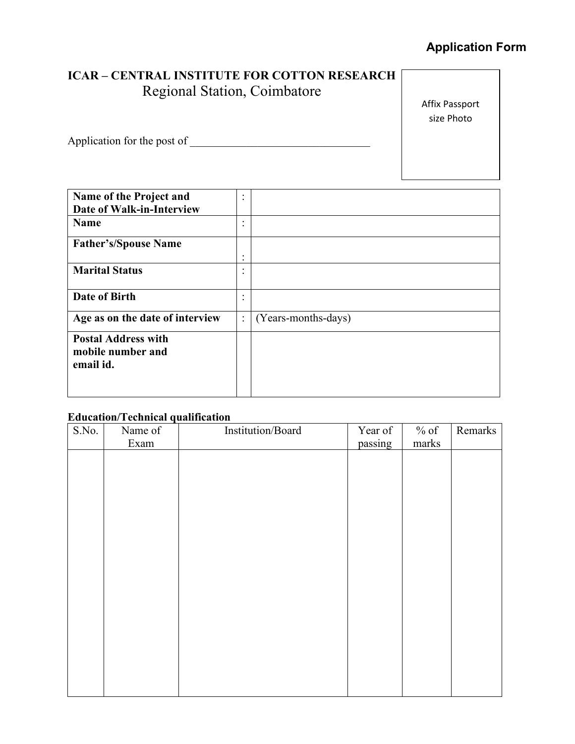**Application Form**

**ICAR – CENTRAL INSTITUTE FOR COTTON RESEARCH**
Regional Station, Coimbatore

Affix Passport size Photo

Application for the post of ________________________________

| | | |
|---|---|---|
| **Name of the Project and Date of Walk-in-Interview** | : | |
| **Name** | : | |
| **Father's/Spouse Name** | : | |
| **Marital Status** | : | |
| **Date of Birth** | : | |
| **Age as on the date of interview** | : | (Years-months-days) |
| **Postal Address with mobile number and email id.** | | |

**Education/Technical qualification**

| S.No. | Name of Exam | Institution/Board | Year of passing | % of marks | Remarks |
|---|---|---|---|---|---|
| | | | | | |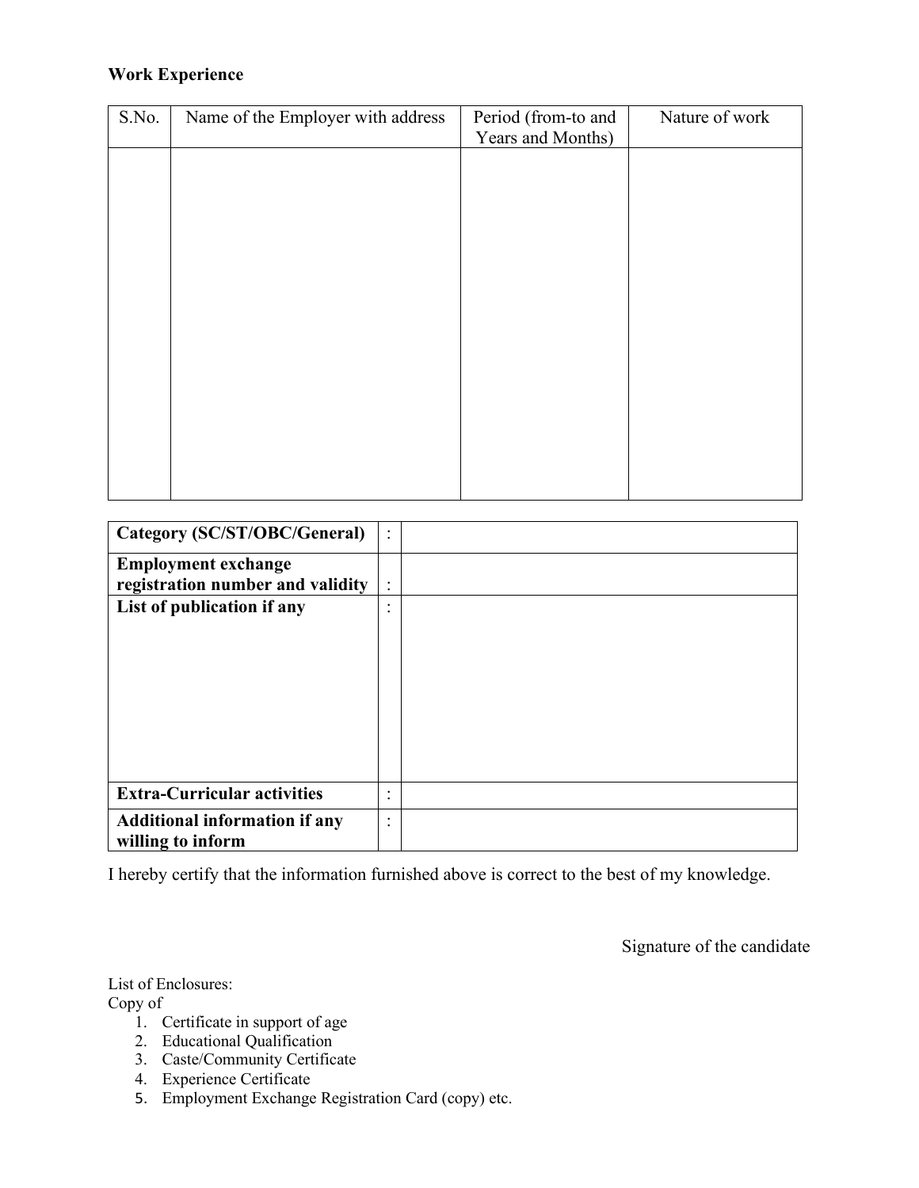**Work Experience**

| S.No. | Name of the Employer with address | Period (from-to and Years and Months) | Nature of work |
|---|---|---|---|
| | | | |

| | | |
|---|---|---|
| **Category (SC/ST/OBC/General)** | : | |
| **Employment exchange registration number and validity** | : | |
| **List of publication if any** | : | |
| **Extra-Curricular activities** | : | |
| **Additional information if any willing to inform** | : | |

I hereby certify that the information furnished above is correct to the best of my knowledge.

Signature of the candidate

List of Enclosures:
Copy of

1. Certificate in support of age
2. Educational Qualification
3. Caste/Community Certificate
4. Experience Certificate
5. Employment Exchange Registration Card (copy) etc.